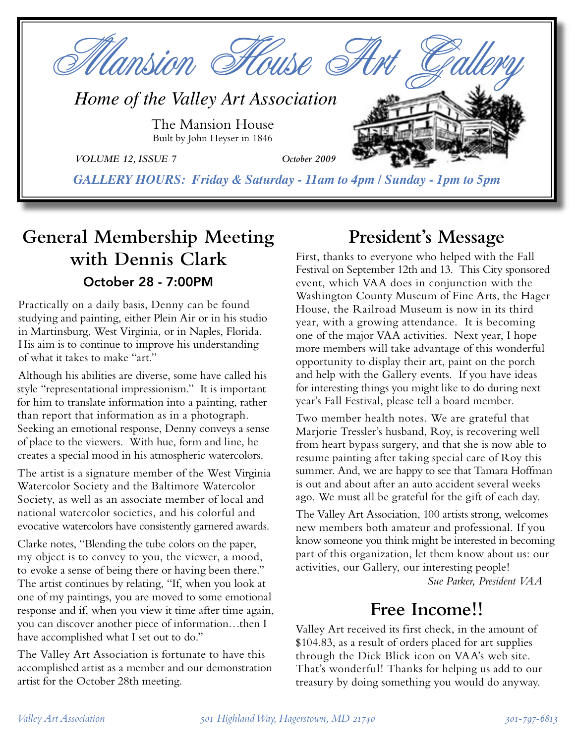# Mansion House Art Gallery

*Home of the Valley Art Association*

The Mansion House
Built by John Heyser in 1846

*VOLUME 12, ISSUE 7* *October 2009*

***GALLERY HOURS: Friday & Saturday - 11am to 4pm / Sunday - 1pm to 5pm***

## General Membership Meeting with Dennis Clark

### October 28 - 7:00PM

Practically on a daily basis, Denny can be found studying and painting, either Plein Air or in his studio in Martinsburg, West Virginia, or in Naples, Florida. His aim is to continue to improve his understanding of what it takes to make "art."

Although his abilities are diverse, some have called his style "representational impressionism." It is important for him to translate information into a painting, rather than report that information as in a photograph. Seeking an emotional response, Denny conveys a sense of place to the viewers. With hue, form and line, he creates a special mood in his atmospheric watercolors.

The artist is a signature member of the West Virginia Watercolor Society and the Baltimore Watercolor Society, as well as an associate member of local and national watercolor societies, and his colorful and evocative watercolors have consistently garnered awards.

Clarke notes, "Blending the tube colors on the paper, my object is to convey to you, the viewer, a mood, to evoke a sense of being there or having been there." The artist continues by relating, "If, when you look at one of my paintings, you are moved to some emotional response and if, when you view it time after time again, you can discover another piece of information…then I have accomplished what I set out to do."

The Valley Art Association is fortunate to have this accomplished artist as a member and our demonstration artist for the October 28th meeting.

## President's Message

First, thanks to everyone who helped with the Fall Festival on September 12th and 13. This City sponsored event, which VAA does in conjunction with the Washington County Museum of Fine Arts, the Hager House, the Railroad Museum is now in its third year, with a growing attendance. It is becoming one of the major VAA activities. Next year, I hope more members will take advantage of this wonderful opportunity to display their art, paint on the porch and help with the Gallery events. If you have ideas for interesting things you might like to do during next year's Fall Festival, please tell a board member.

Two member health notes. We are grateful that Marjorie Tressler's husband, Roy, is recovering well from heart bypass surgery, and that she is now able to resume painting after taking special care of Roy this summer. And, we are happy to see that Tamara Hoffman is out and about after an auto accident several weeks ago. We must all be grateful for the gift of each day.

The Valley Art Association, 100 artists strong, welcomes new members both amateur and professional. If you know someone you think might be interested in becoming part of this organization, let them know about us: our activities, our Gallery, our interesting people!

*Sue Parker, President VAA*

## Free Income!!

Valley Art received its first check, in the amount of $104.83, as a result of orders placed for art supplies through the Dick Blick icon on VAA's web site. That's wonderful! Thanks for helping us add to our treasury by doing something you would do anyway.

*Valley Art Association* *501 Highland Way, Hagerstown, MD 21740* *301-797-6813*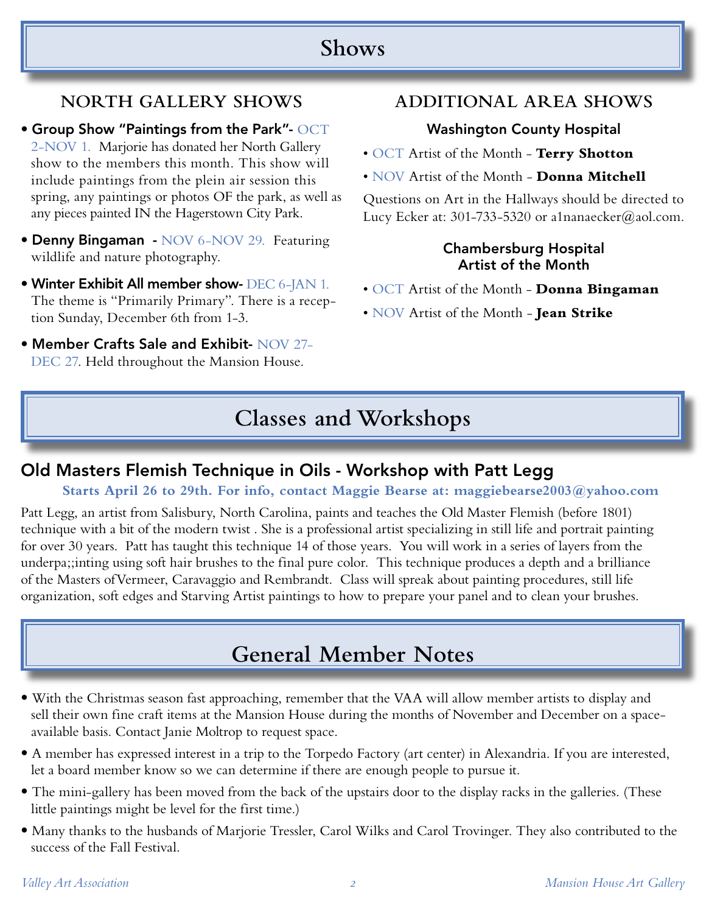# Shows

## NORTH GALLERY SHOWS

- **Group Show "Paintings from the Park"-** OCT 2-NOV 1. Marjorie has donated her North Gallery show to the members this month. This show will include paintings from the plein air session this spring, any paintings or photos OF the park, as well as any pieces painted IN the Hagerstown City Park.
- **Denny Bingaman -** NOV 6-NOV 29. Featuring wildlife and nature photography.
- **Winter Exhibit All member show-** DEC 6-JAN 1. The theme is "Primarily Primary". There is a reception Sunday, December 6th from 1-3.
- **Member Crafts Sale and Exhibit-** NOV 27-DEC 27. Held throughout the Mansion House.

## ADDITIONAL AREA SHOWS

### Washington County Hospital

- OCT Artist of the Month - **Terry Shotton**
- NOV Artist of the Month - **Donna Mitchell**

Questions on Art in the Hallways should be directed to Lucy Ecker at: 301-733-5320 or a1nanaecker@aol.com.

### Chambersburg Hospital Artist of the Month

- OCT Artist of the Month - **Donna Bingaman**
- NOV Artist of the Month - **Jean Strike**

# Classes and Workshops

## Old Masters Flemish Technique in Oils - Workshop with Patt Legg

**Starts April 26 to 29th. For info, contact Maggie Bearse at: maggiebearse2003@yahoo.com**

Patt Legg, an artist from Salisbury, North Carolina, paints and teaches the Old Master Flemish (before 1801) technique with a bit of the modern twist . She is a professional artist specializing in still life and portrait painting for over 30 years. Patt has taught this technique 14 of those years. You will work in a series of layers from the underpa;;inting using soft hair brushes to the final pure color. This technique produces a depth and a brilliance of the Masters of Vermeer, Caravaggio and Rembrandt. Class will spreak about painting procedures, still life organization, soft edges and Starving Artist paintings to how to prepare your panel and to clean your brushes.

# General Member Notes

- With the Christmas season fast approaching, remember that the VAA will allow member artists to display and sell their own fine craft items at the Mansion House during the months of November and December on a space-available basis. Contact Janie Moltrop to request space.
- A member has expressed interest in a trip to the Torpedo Factory (art center) in Alexandria. If you are interested, let a board member know so we can determine if there are enough people to pursue it.
- The mini-gallery has been moved from the back of the upstairs door to the display racks in the galleries. (These little paintings might be level for the first time.)
- Many thanks to the husbands of Marjorie Tressler, Carol Wilks and Carol Trovinger. They also contributed to the success of the Fall Festival.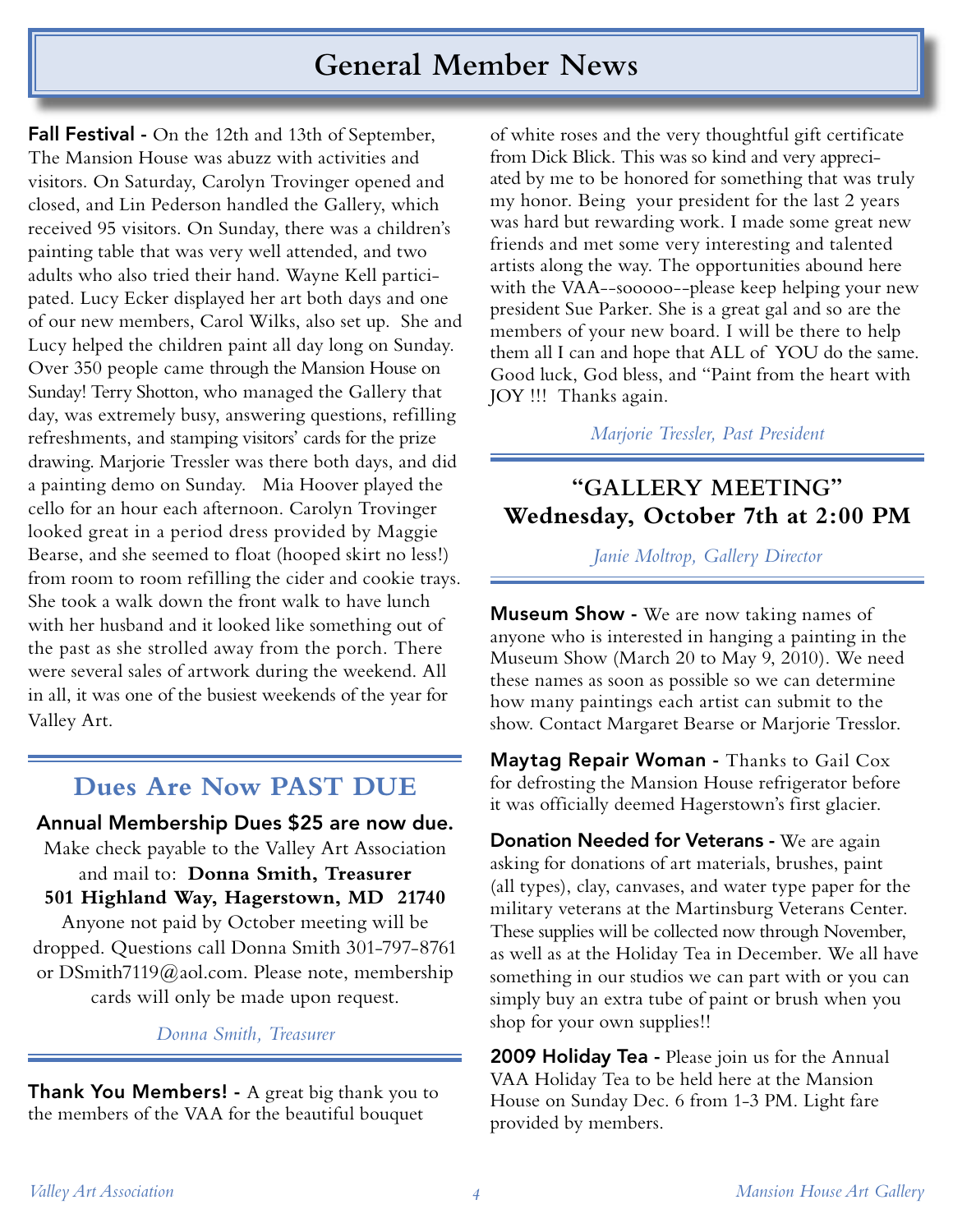# General Member News

**Fall Festival -** On the 12th and 13th of September, The Mansion House was abuzz with activities and visitors. On Saturday, Carolyn Trovinger opened and closed, and Lin Pederson handled the Gallery, which received 95 visitors. On Sunday, there was a children's painting table that was very well attended, and two adults who also tried their hand. Wayne Kell participated. Lucy Ecker displayed her art both days and one of our new members, Carol Wilks, also set up. She and Lucy helped the children paint all day long on Sunday. Over 350 people came through the Mansion House on Sunday! Terry Shotton, who managed the Gallery that day, was extremely busy, answering questions, refilling refreshments, and stamping visitors' cards for the prize drawing. Marjorie Tressler was there both days, and did a painting demo on Sunday. Mia Hoover played the cello for an hour each afternoon. Carolyn Trovinger looked great in a period dress provided by Maggie Bearse, and she seemed to float (hooped skirt no less!) from room to room refilling the cider and cookie trays. She took a walk down the front walk to have lunch with her husband and it looked like something out of the past as she strolled away from the porch. There were several sales of artwork during the weekend. All in all, it was one of the busiest weekends of the year for Valley Art.

## Dues Are Now PAST DUE

**Annual Membership Dues $25 are now due.**

Make check payable to the Valley Art Association and mail to: **Donna Smith, Treasurer**
**501 Highland Way, Hagerstown, MD 21740**
Anyone not paid by October meeting will be dropped. Questions call Donna Smith 301-797-8761 or DSmith7119@aol.com. Please note, membership cards will only be made upon request.

*Donna Smith, Treasurer*

**Thank You Members! -** A great big thank you to the members of the VAA for the beautiful bouquet of white roses and the very thoughtful gift certificate from Dick Blick. This was so kind and very appreciated by me to be honored for something that was truly my honor. Being your president for the last 2 years was hard but rewarding work. I made some great new friends and met some very interesting and talented artists along the way. The opportunities abound here with the VAA--sooooo--please keep helping your new president Sue Parker. She is a great gal and so are the members of your new board. I will be there to help them all I can and hope that ALL of YOU do the same. Good luck, God bless, and "Paint from the heart with JOY !!! Thanks again.

*Marjorie Tressler, Past President*

## "GALLERY MEETING"
## Wednesday, October 7th at 2:00 PM

*Janie Moltrop, Gallery Director*

**Museum Show -** We are now taking names of anyone who is interested in hanging a painting in the Museum Show (March 20 to May 9, 2010). We need these names as soon as possible so we can determine how many paintings each artist can submit to the show. Contact Margaret Bearse or Marjorie Tresslor.

**Maytag Repair Woman -** Thanks to Gail Cox for defrosting the Mansion House refrigerator before it was officially deemed Hagerstown's first glacier.

**Donation Needed for Veterans -** We are again asking for donations of art materials, brushes, paint (all types), clay, canvases, and water type paper for the military veterans at the Martinsburg Veterans Center. These supplies will be collected now through November, as well as at the Holiday Tea in December. We all have something in our studios we can part with or you can simply buy an extra tube of paint or brush when you shop for your own supplies!!

**2009 Holiday Tea -** Please join us for the Annual VAA Holiday Tea to be held here at the Mansion House on Sunday Dec. 6 from 1-3 PM. Light fare provided by members.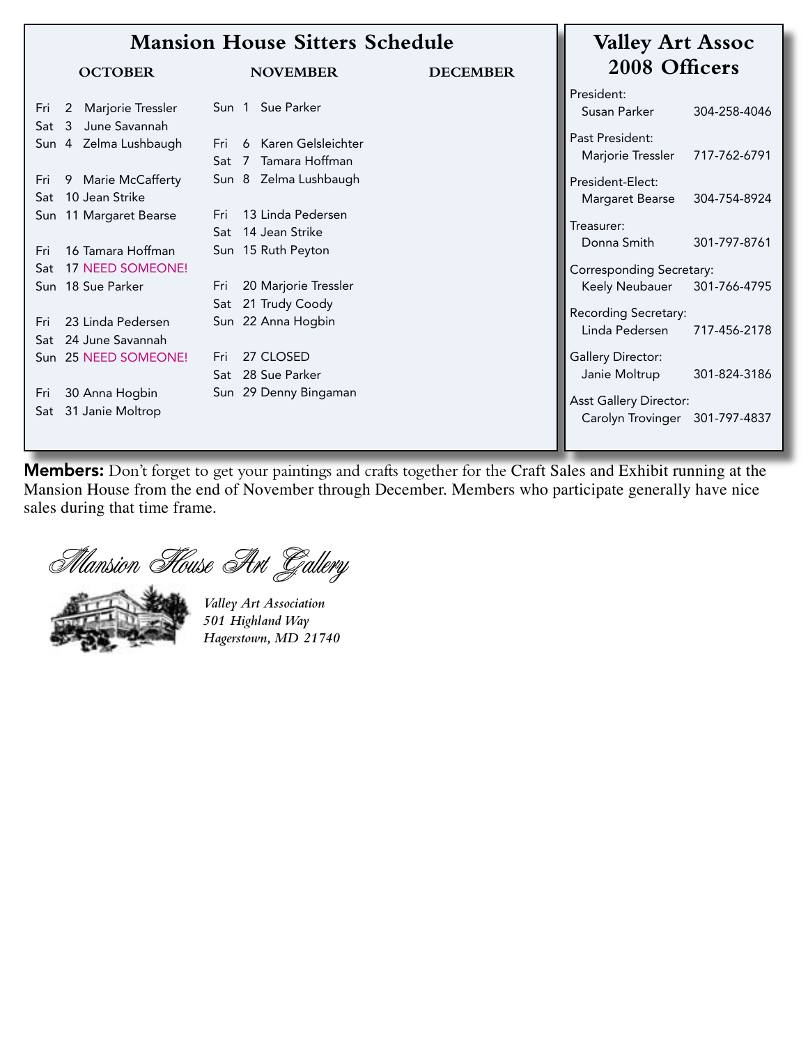## Mansion House Sitters Schedule

| OCTOBER | NOVEMBER | DECEMBER |
|---|---|---|
| Fri 2 Marjorie Tressler | Sun 1 Sue Parker | |
| Sat 3 June Savannah | | |
| Sun 4 Zelma Lushbaugh | Fri 6 Karen Gelsleichter | |
| | Sat 7 Tamara Hoffman | |
| Fri 9 Marie McCafferty | Sun 8 Zelma Lushbaugh | |
| Sat 10 Jean Strike | | |
| Sun 11 Margaret Bearse | Fri 13 Linda Pedersen | |
| | Sat 14 Jean Strike | |
| Fri 16 Tamara Hoffman | Sun 15 Ruth Peyton | |
| Sat 17 NEED SOMEONE! | | |
| Sun 18 Sue Parker | Fri 20 Marjorie Tressler | |
| | Sat 21 Trudy Coody | |
| Fri 23 Linda Pedersen | Sun 22 Anna Hogbin | |
| Sat 24 June Savannah | | |
| Sun 25 NEED SOMEONE! | Fri 27 CLOSED | |
| | Sat 28 Sue Parker | |
| Fri 30 Anna Hogbin | Sun 29 Denny Bingaman | |
| Sat 31 Janie Moltrop | | |

## Valley Art Assoc 2008 Officers

| | |
|---|---|
| President: | |
| Susan Parker | 304-258-4046 |
| Past President: | |
| Marjorie Tressler | 717-762-6791 |
| President-Elect: | |
| Margaret Bearse | 304-754-8924 |
| Treasurer: | |
| Donna Smith | 301-797-8761 |
| Corresponding Secretary: | |
| Keely Neubauer | 301-766-4795 |
| Recording Secretary: | |
| Linda Pedersen | 717-456-2178 |
| Gallery Director: | |
| Janie Moltrup | 301-824-3186 |
| Asst Gallery Director: | |
| Carolyn Trovinger | 301-797-4837 |

**Members:** Don't forget to get your paintings and crafts together for the Craft Sales and Exhibit running at the Mansion House from the end of November through December. Members who participate generally have nice sales during that time frame.

*Mansion House Art Gallery*

*Valley Art Association*
*501 Highland Way*
*Hagerstown, MD 21740*